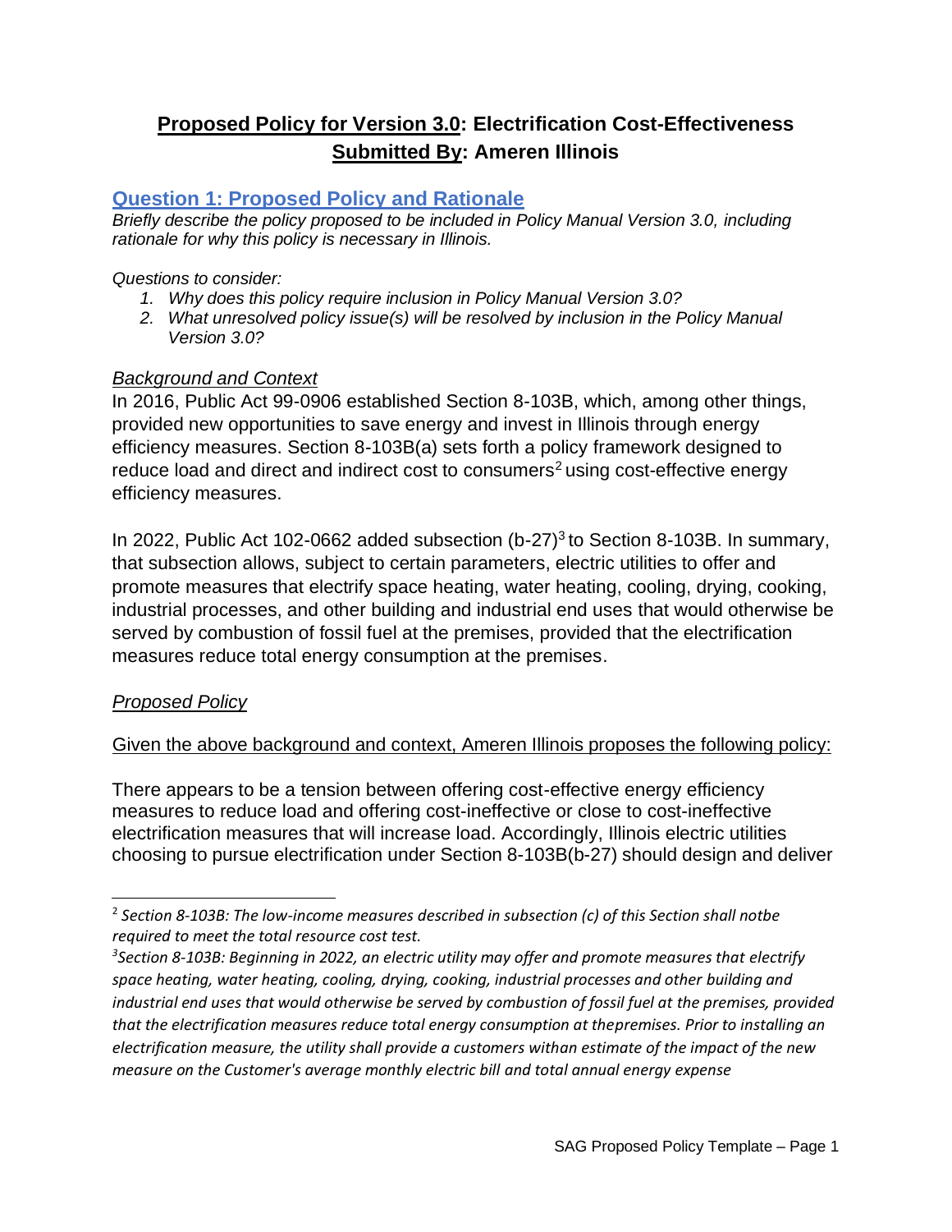# **Proposed Policy for Version 3.0: Electrification Cost-Effectiveness**
# **Submitted By: Ameren Illinois**

## Question 1: Proposed Policy and Rationale

*Briefly describe the policy proposed to be included in Policy Manual Version 3.0, including rationale for why this policy is necessary in Illinois.*

*Questions to consider:*

1. *Why does this policy require inclusion in Policy Manual Version 3.0?*
2. *What unresolved policy issue(s) will be resolved by inclusion in the Policy Manual Version 3.0?*

### *Background and Context*

In 2016, Public Act 99-0906 established Section 8-103B, which, among other things, provided new opportunities to save energy and invest in Illinois through energy efficiency measures. Section 8-103B(a) sets forth a policy framework designed to reduce load and direct and indirect cost to consumers[2] using cost-effective energy efficiency measures.

In 2022, Public Act 102-0662 added subsection (b-27)[3] to Section 8-103B. In summary, that subsection allows, subject to certain parameters, electric utilities to offer and promote measures that electrify space heating, water heating, cooling, drying, cooking, industrial processes, and other building and industrial end uses that would otherwise be served by combustion of fossil fuel at the premises, provided that the electrification measures reduce total energy consumption at the premises.

### *Proposed Policy*

Given the above background and context, Ameren Illinois proposes the following policy:

There appears to be a tension between offering cost-effective energy efficiency measures to reduce load and offering cost-ineffective or close to cost-ineffective electrification measures that will increase load. Accordingly, Illinois electric utilities choosing to pursue electrification under Section 8-103B(b-27) should design and deliver

---

[2] *Section 8-103B: The low-income measures described in subsection (c) of this Section shall notbe required to meet the total resource cost test.*

[3] *Section 8-103B: Beginning in 2022, an electric utility may offer and promote measures that electrify space heating, water heating, cooling, drying, cooking, industrial processes and other building and industrial end uses that would otherwise be served by combustion of fossil fuel at the premises, provided that the electrification measures reduce total energy consumption at thepremises. Prior to installing an electrification measure, the utility shall provide a customers withan estimate of the impact of the new measure on the Customer's average monthly electric bill and total annual energy expense*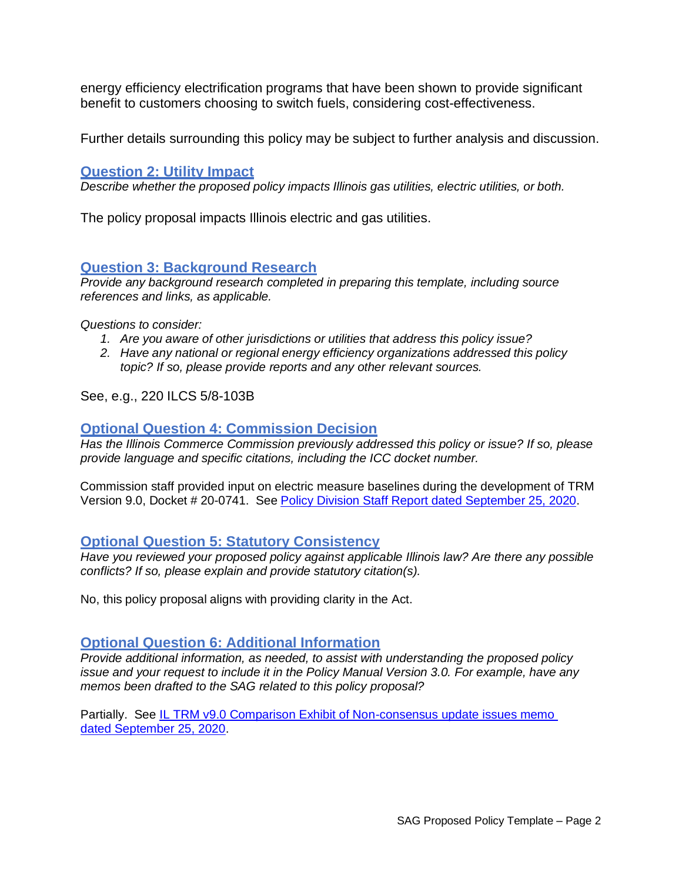energy efficiency electrification programs that have been shown to provide significant benefit to customers choosing to switch fuels, considering cost-effectiveness.

Further details surrounding this policy may be subject to further analysis and discussion.

## Question 2: Utility Impact

*Describe whether the proposed policy impacts Illinois gas utilities, electric utilities, or both.*

The policy proposal impacts Illinois electric and gas utilities.

## Question 3: Background Research

*Provide any background research completed in preparing this template, including source references and links, as applicable.*

*Questions to consider:*

1. *Are you aware of other jurisdictions or utilities that address this policy issue?*
2. *Have any national or regional energy efficiency organizations addressed this policy topic? If so, please provide reports and any other relevant sources.*

See, e.g., 220 ILCS 5/8-103B

## Optional Question 4: Commission Decision

*Has the Illinois Commerce Commission previously addressed this policy or issue? If so, please provide language and specific citations, including the ICC docket number.*

Commission staff provided input on electric measure baselines during the development of TRM Version 9.0, Docket # 20-0741. See [Policy Division Staff Report dated September 25, 2020](). 

## Optional Question 5: Statutory Consistency

*Have you reviewed your proposed policy against applicable Illinois law? Are there any possible conflicts? If so, please explain and provide statutory citation(s).*

No, this policy proposal aligns with providing clarity in the Act.

## Optional Question 6: Additional Information

*Provide additional information, as needed, to assist with understanding the proposed policy issue and your request to include it in the Policy Manual Version 3.0. For example, have any memos been drafted to the SAG related to this policy proposal?*

Partially. See [IL TRM v9.0 Comparison Exhibit of Non-consensus update issues memo dated September 25, 2020]().